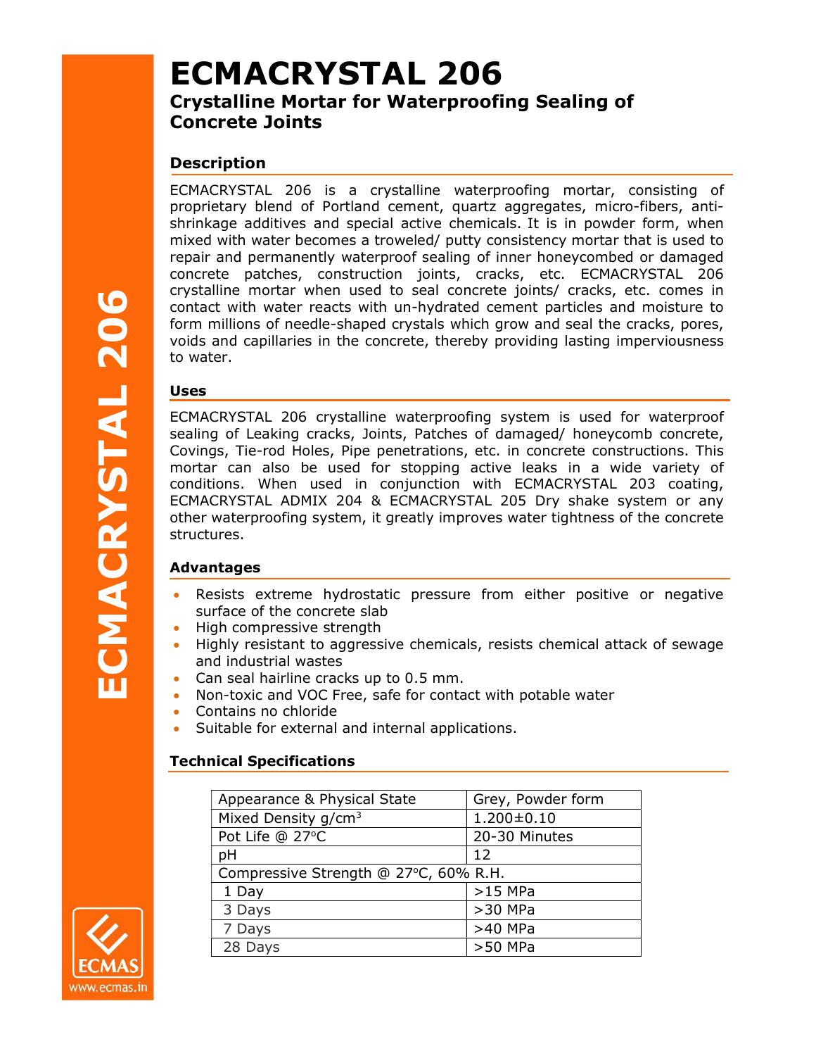# ECMACRYSTAL 206

## Crystalline Mortar for Waterproofing Sealing of Concrete Joints

### Description

ECMACRYSTAL 206 is a crystalline waterproofing mortar, consisting of proprietary blend of Portland cement, quartz aggregates, micro-fibers, anti-shrinkage additives and special active chemicals. It is in powder form, when mixed with water becomes a troweled/ putty consistency mortar that is used to repair and permanently waterproof sealing of inner honeycombed or damaged concrete patches, construction joints, cracks, etc. ECMACRYSTAL 206 crystalline mortar when used to seal concrete joints/ cracks, etc. comes in contact with water reacts with un-hydrated cement particles and moisture to form millions of needle-shaped crystals which grow and seal the cracks, pores, voids and capillaries in the concrete, thereby providing lasting imperviousness to water.

### Uses

ECMACRYSTAL 206 crystalline waterproofing system is used for waterproof sealing of Leaking cracks, Joints, Patches of damaged/ honeycomb concrete, Covings, Tie-rod Holes, Pipe penetrations, etc. in concrete constructions. This mortar can also be used for stopping active leaks in a wide variety of conditions. When used in conjunction with ECMACRYSTAL 203 coating, ECMACRYSTAL ADMIX 204 & ECMACRYSTAL 205 Dry shake system or any other waterproofing system, it greatly improves water tightness of the concrete structures.

### Advantages

- Resists extreme hydrostatic pressure from either positive or negative surface of the concrete slab
- High compressive strength
- Highly resistant to aggressive chemicals, resists chemical attack of sewage and industrial wastes
- Can seal hairline cracks up to 0.5 mm.
- Non-toxic and VOC Free, safe for contact with potable water
- Contains no chloride
- Suitable for external and internal applications.

### Technical Specifications

| Appearance & Physical State | Grey, Powder form |
|---|---|
| Mixed Density g/cm$^3$ | 1.200±0.10 |
| Pot Life @ 27°C | 20-30 Minutes |
| pH | 12 |
| Compressive Strength @ 27°C, 60% R.H. | |
| 1 Day | >15 MPa |
| 3 Days | >30 MPa |
| 7 Days | >40 MPa |
| 28 Days | >50 MPa |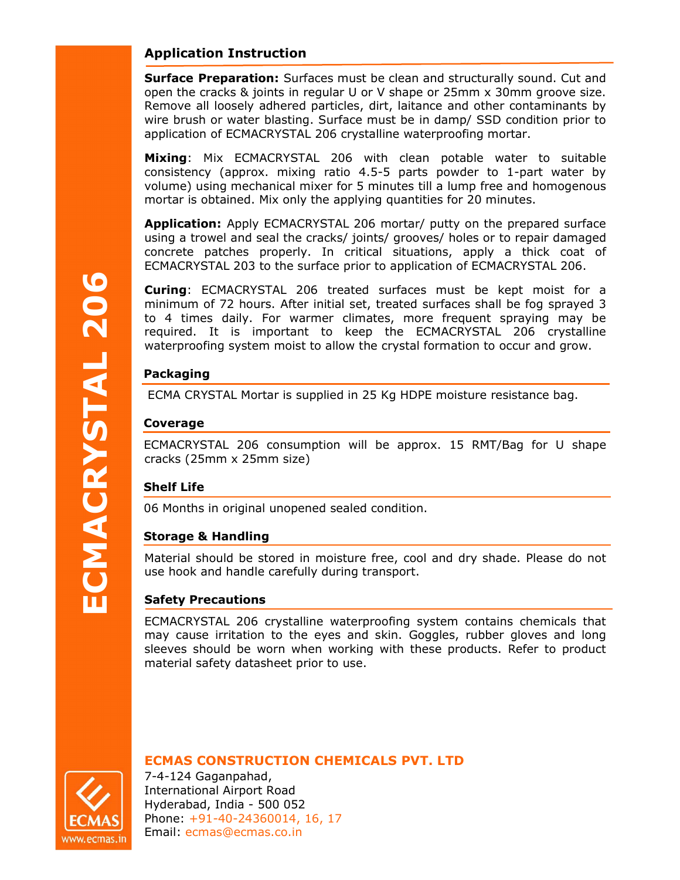## Application Instruction

**Surface Preparation:** Surfaces must be clean and structurally sound. Cut and open the cracks & joints in regular U or V shape or 25mm x 30mm groove size. Remove all loosely adhered particles, dirt, laitance and other contaminants by wire brush or water blasting. Surface must be in damp/ SSD condition prior to application of ECMACRYSTAL 206 crystalline waterproofing mortar.

**Mixing**: Mix ECMACRYSTAL 206 with clean potable water to suitable consistency (approx. mixing ratio 4.5-5 parts powder to 1-part water by volume) using mechanical mixer for 5 minutes till a lump free and homogenous mortar is obtained. Mix only the applying quantities for 20 minutes.

**Application:** Apply ECMACRYSTAL 206 mortar/ putty on the prepared surface using a trowel and seal the cracks/ joints/ grooves/ holes or to repair damaged concrete patches properly. In critical situations, apply a thick coat of ECMACRYSTAL 203 to the surface prior to application of ECMACRYSTAL 206.

**Curing**: ECMACRYSTAL 206 treated surfaces must be kept moist for a minimum of 72 hours. After initial set, treated surfaces shall be fog sprayed 3 to 4 times daily. For warmer climates, more frequent spraying may be required. It is important to keep the ECMACRYSTAL 206 crystalline waterproofing system moist to allow the crystal formation to occur and grow.

## Packaging

ECMA CRYSTAL Mortar is supplied in 25 Kg HDPE moisture resistance bag.

## Coverage

ECMACRYSTAL 206 consumption will be approx. 15 RMT/Bag for U shape cracks (25mm x 25mm size)

## Shelf Life

06 Months in original unopened sealed condition.

## Storage & Handling

Material should be stored in moisture free, cool and dry shade. Please do not use hook and handle carefully during transport.

## Safety Precautions

ECMACRYSTAL 206 crystalline waterproofing system contains chemicals that may cause irritation to the eyes and skin. Goggles, rubber gloves and long sleeves should be worn when working with these products. Refer to product material safety datasheet prior to use.

ECMACRYSTAL 206

**ECMAS CONSTRUCTION CHEMICALS PVT. LTD**

7-4-124 Gaganpahad,
International Airport Road
Hyderabad, India - 500 052
Phone: +91-40-24360014, 16, 17
Email: ecmas@ecmas.co.in

ECMAS
www.ecmas.in